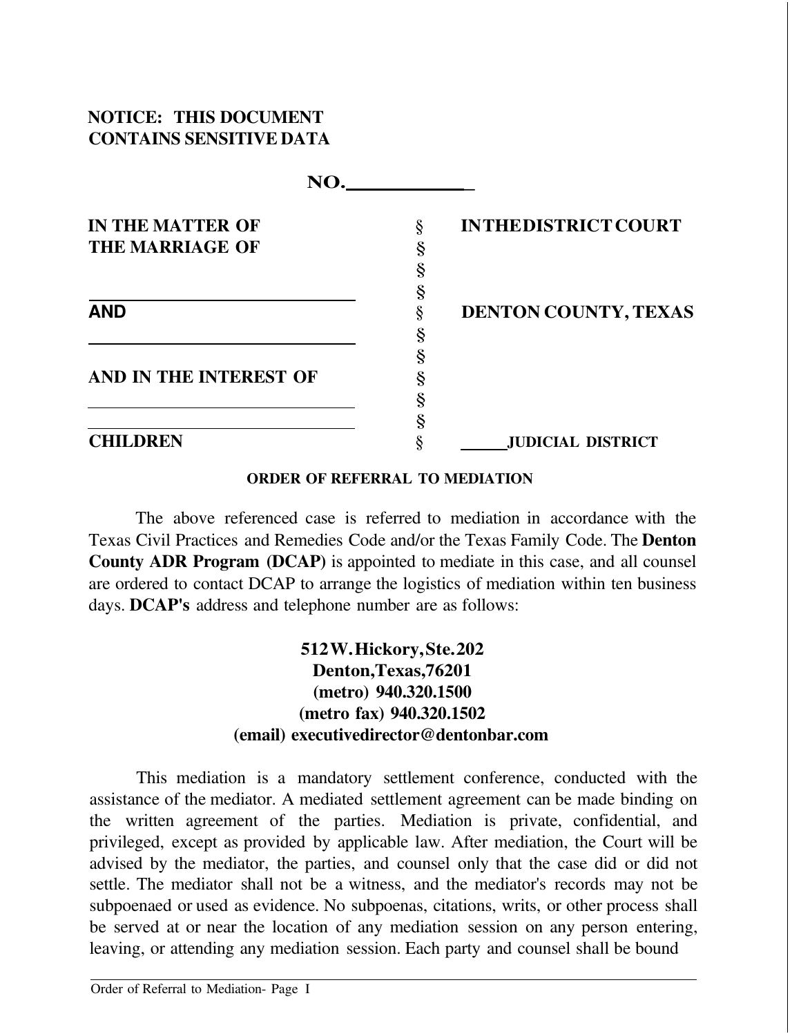**NOTICE: THIS DOCUMENT CONTAINS SENSITIVE DATA**

**NO.\_\_\_\_\_\_\_\_\_\_\_\_\_**

| | | |
|---|---|---|
| **IN THE MATTER OF THE MARRIAGE OF** | § | **IN THE DISTRICT COURT** |
| | § | |
| | § | |
| \_\_\_\_\_\_\_\_\_\_\_\_\_\_\_\_\_\_\_\_\_\_\_\_ | § | |
| **AND** | § | **DENTON COUNTY, TEXAS** |
| \_\_\_\_\_\_\_\_\_\_\_\_\_\_\_\_\_\_\_\_\_\_\_\_ | § | |
| | § | |
| **AND IN THE INTEREST OF** | § | |
| \_\_\_\_\_\_\_\_\_\_\_\_\_\_\_\_\_\_\_\_\_\_\_\_ | § | |
| \_\_\_\_\_\_\_\_\_\_\_\_\_\_\_\_\_\_\_\_\_\_\_\_ | § | |
| **CHILDREN** | § | **\_\_\_\_\_ JUDICIAL DISTRICT** |

**ORDER OF REFERRAL TO MEDIATION**

The above referenced case is referred to mediation in accordance with the Texas Civil Practices and Remedies Code and/or the Texas Family Code. The **Denton County ADR Program (DCAP)** is appointed to mediate in this case, and all counsel are ordered to contact DCAP to arrange the logistics of mediation within ten business days. **DCAP's** address and telephone number are as follows:

**512 W. Hickory, Ste. 202**
**Denton, Texas, 76201**
**(metro) 940.320.1500**
**(metro fax) 940.320.1502**
**(email) executivedirector@dentonbar.com**

This mediation is a mandatory settlement conference, conducted with the assistance of the mediator. A mediated settlement agreement can be made binding on the written agreement of the parties. Mediation is private, confidential, and privileged, except as provided by applicable law. After mediation, the Court will be advised by the mediator, the parties, and counsel only that the case did or did not settle. The mediator shall not be a witness, and the mediator's records may not be subpoenaed or used as evidence. No subpoenas, citations, writs, or other process shall be served at or near the location of any mediation session on any person entering, leaving, or attending any mediation session. Each party and counsel shall be bound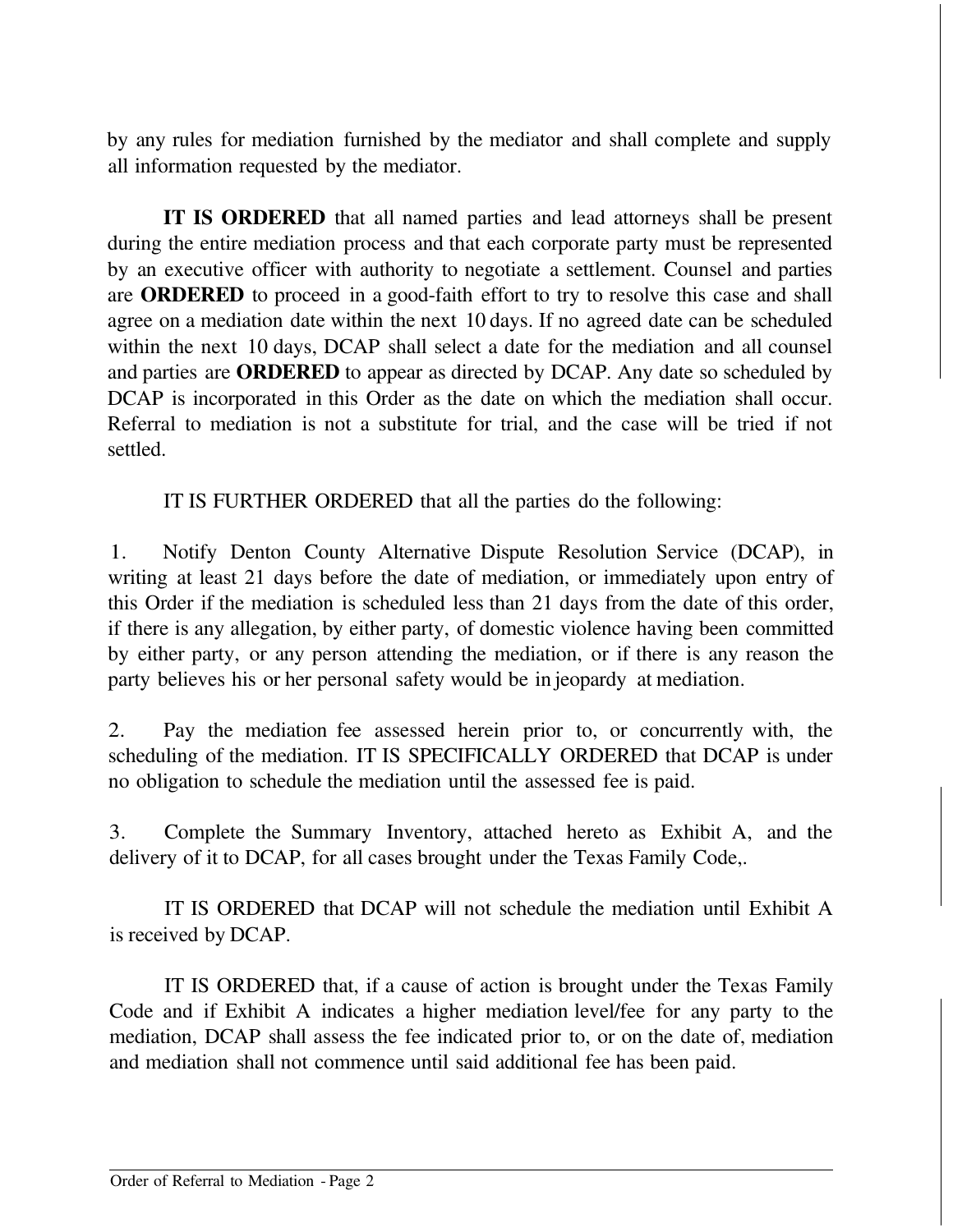by any rules for mediation furnished by the mediator and shall complete and supply all information requested by the mediator.

**IT IS ORDERED** that all named parties and lead attorneys shall be present during the entire mediation process and that each corporate party must be represented by an executive officer with authority to negotiate a settlement. Counsel and parties are **ORDERED** to proceed in a good-faith effort to try to resolve this case and shall agree on a mediation date within the next 10 days. If no agreed date can be scheduled within the next 10 days, DCAP shall select a date for the mediation and all counsel and parties are **ORDERED** to appear as directed by DCAP. Any date so scheduled by DCAP is incorporated in this Order as the date on which the mediation shall occur. Referral to mediation is not a substitute for trial, and the case will be tried if not settled.

IT IS FURTHER ORDERED that all the parties do the following:

1. Notify Denton County Alternative Dispute Resolution Service (DCAP), in writing at least 21 days before the date of mediation, or immediately upon entry of this Order if the mediation is scheduled less than 21 days from the date of this order, if there is any allegation, by either party, of domestic violence having been committed by either party, or any person attending the mediation, or if there is any reason the party believes his or her personal safety would be in jeopardy at mediation.

2. Pay the mediation fee assessed herein prior to, or concurrently with, the scheduling of the mediation. IT IS SPECIFICALLY ORDERED that DCAP is under no obligation to schedule the mediation until the assessed fee is paid.

3. Complete the Summary Inventory, attached hereto as Exhibit A, and the delivery of it to DCAP, for all cases brought under the Texas Family Code,.

IT IS ORDERED that DCAP will not schedule the mediation until Exhibit A is received by DCAP.

IT IS ORDERED that, if a cause of action is brought under the Texas Family Code and if Exhibit A indicates a higher mediation level/fee for any party to the mediation, DCAP shall assess the fee indicated prior to, or on the date of, mediation and mediation shall not commence until said additional fee has been paid.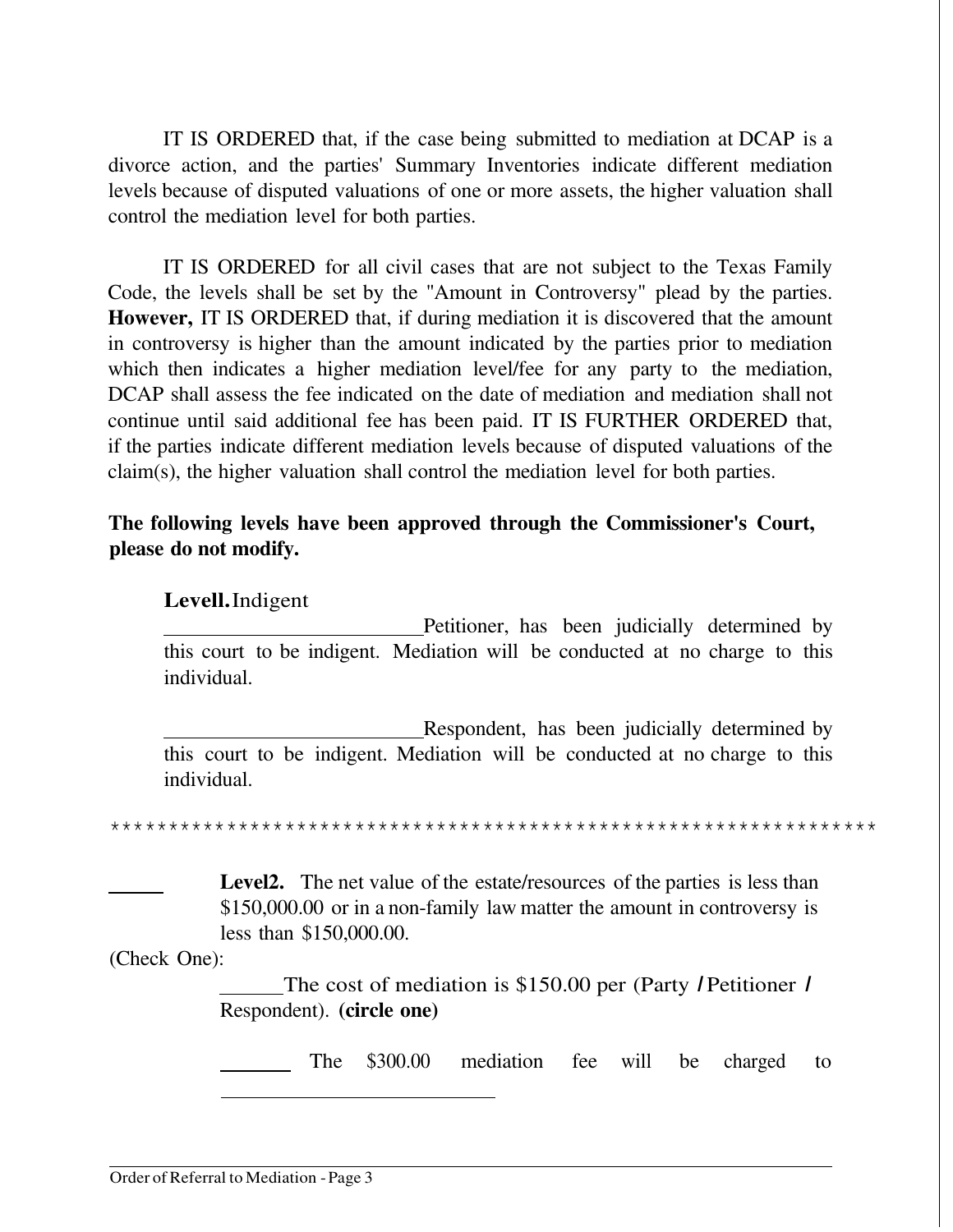IT IS ORDERED that, if the case being submitted to mediation at DCAP is a divorce action, and the parties' Summary Inventories indicate different mediation levels because of disputed valuations of one or more assets, the higher valuation shall control the mediation level for both parties.

IT IS ORDERED for all civil cases that are not subject to the Texas Family Code, the levels shall be set by the "Amount in Controversy" plead by the parties. **However,** IT IS ORDERED that, if during mediation it is discovered that the amount in controversy is higher than the amount indicated by the parties prior to mediation which then indicates a higher mediation level/fee for any party to the mediation, DCAP shall assess the fee indicated on the date of mediation and mediation shall not continue until said additional fee has been paid. IT IS FURTHER ORDERED that, if the parties indicate different mediation levels because of disputed valuations of the claim(s), the higher valuation shall control the mediation level for both parties.

**The following levels have been approved through the Commissioner's Court, please do not modify.**

**Levell.** Indigent

_________________________Petitioner, has been judicially determined by this court to be indigent. Mediation will be conducted at no charge to this individual.

_________________________Respondent, has been judicially determined by this court to be indigent. Mediation will be conducted at no charge to this individual.

*****************************************************************

______ **Level2.** The net value of the estate/resources of the parties is less than $150,000.00 or in a non-family law matter the amount in controversy is less than $150,000.00.

(Check One):

______The cost of mediation is $150.00 per (Party / Petitioner / Respondent). **(circle one)**

_______ The $300.00 mediation fee will be charged to ___________________________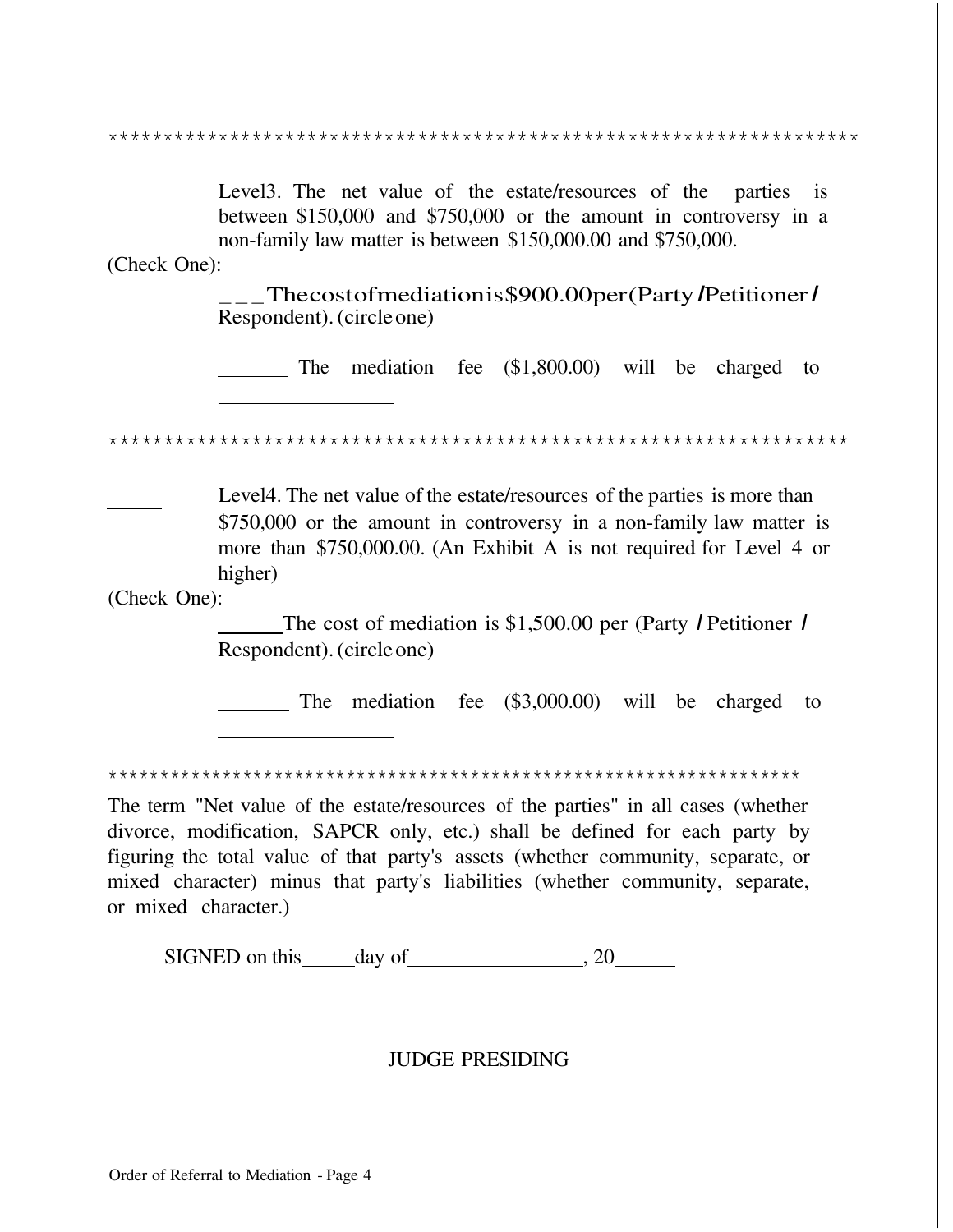*******************************************************************

Level3. The net value of the estate/resources of the parties is between $150,000 and $750,000 or the amount in controversy in a non-family law matter is between $150,000.00 and $750,000.

(Check One):

___ The cost of mediation is $900.00 per (Party / Petitioner / Respondent). (circle one)

_______ The mediation fee ($1,800.00) will be charged to ________________

*******************************************************************

_____ Level4. The net value of the estate/resources of the parties is more than $750,000 or the amount in controversy in a non-family law matter is more than $750,000.00. (An Exhibit A is not required for Level 4 or higher)

(Check One):

______ The cost of mediation is $1,500.00 per (Party / Petitioner / Respondent). (circle one)

_______ The mediation fee ($3,000.00) will be charged to ________________

*******************************************************************

The term "Net value of the estate/resources of the parties" in all cases (whether divorce, modification, SAPCR only, etc.) shall be defined for each party by figuring the total value of that party's assets (whether community, separate, or mixed character) minus that party's liabilities (whether community, separate, or mixed character.)

SIGNED on this_____day of________________, 20______

______________________________________

JUDGE PRESIDING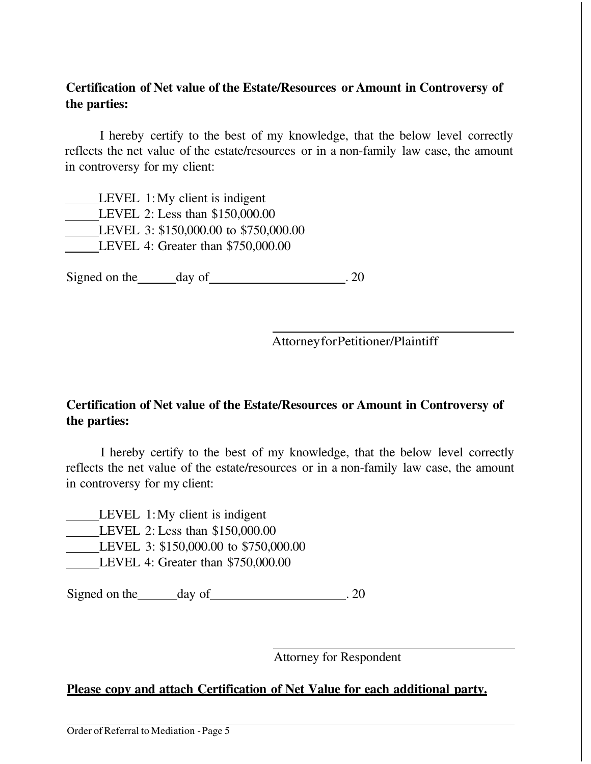**Certification of Net value of the Estate/Resources or Amount in Controversy of the parties:**

I hereby certify to the best of my knowledge, that the below level correctly reflects the net value of the estate/resources or in a non-family law case, the amount in controversy for my client:

_____LEVEL 1: My client is indigent
_____LEVEL 2: Less than $150,000.00
_____LEVEL 3: $150,000.00 to $750,000.00
_____LEVEL 4: Greater than $750,000.00

Signed on the______day of_____________________. 20

_______________________________
Attorney for Petitioner/Plaintiff

**Certification of Net value of the Estate/Resources or Amount in Controversy of the parties:**

I hereby certify to the best of my knowledge, that the below level correctly reflects the net value of the estate/resources or in a non-family law case, the amount in controversy for my client:

_____LEVEL 1: My client is indigent
_____LEVEL 2: Less than $150,000.00
_____LEVEL 3: $150,000.00 to $750,000.00
_____LEVEL 4: Greater than $750,000.00

Signed on the______day of_____________________. 20

_______________________________
Attorney for Respondent

**<u>Please copy and attach Certification of Net Value for each additional party.</u>**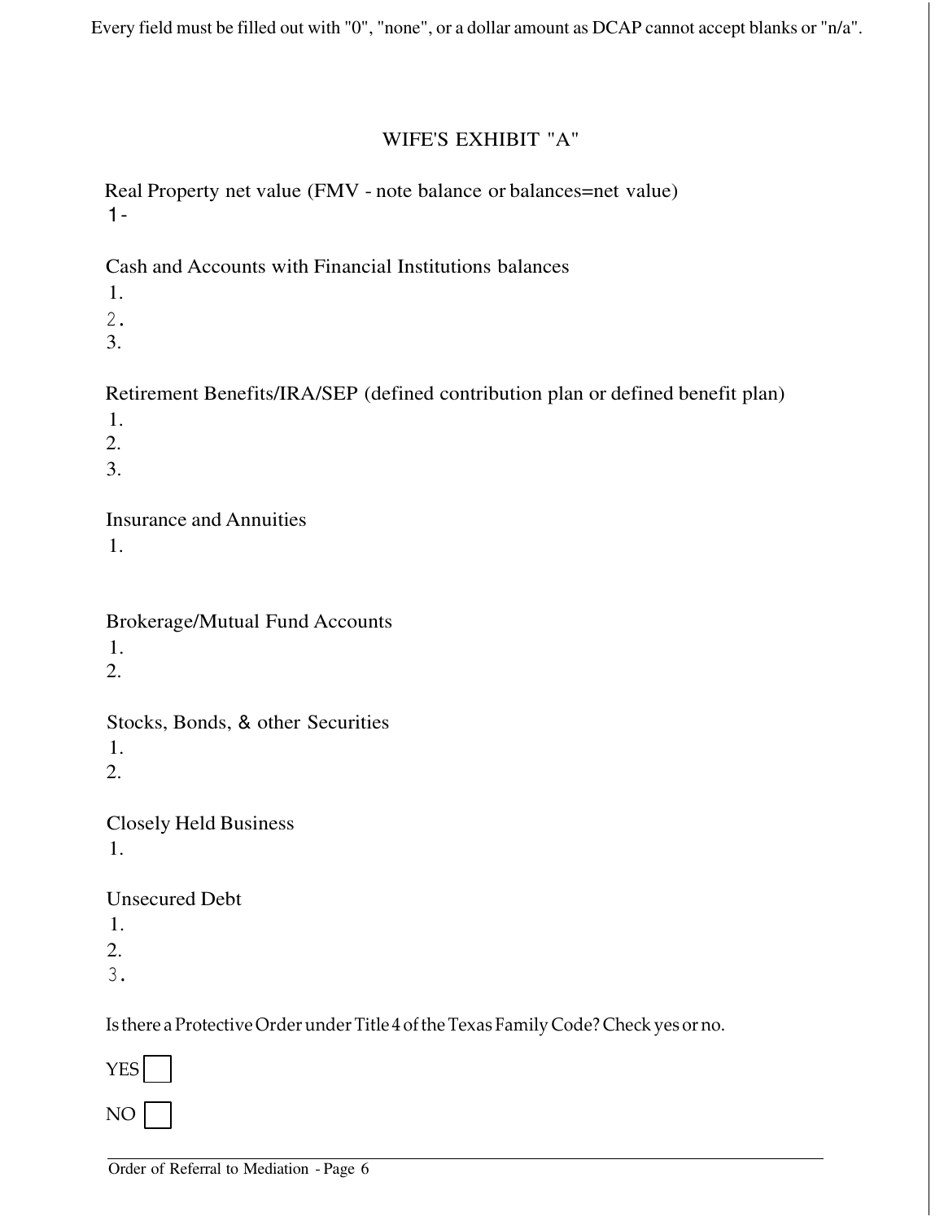Every field must be filled out with "0", "none", or a dollar amount as DCAP cannot accept blanks or "n/a".

## WIFE'S EXHIBIT "A"

Real Property net value (FMV - note balance or balances=net value)

1-

Cash and Accounts with Financial Institutions balances

1.
2.
3.

Retirement Benefits/IRA/SEP (defined contribution plan or defined benefit plan)

1.
2.
3.

Insurance and Annuities

1.

Brokerage/Mutual Fund Accounts

1.
2.

Stocks, Bonds, & other Securities

1.
2.

Closely Held Business

1.

Unsecured Debt

1.
2.
3.

Is there a Protective Order under Title 4 of the Texas Family Code? Check yes or no.

YES ☐

NO ☐

Order of Referral to Mediation - Page 6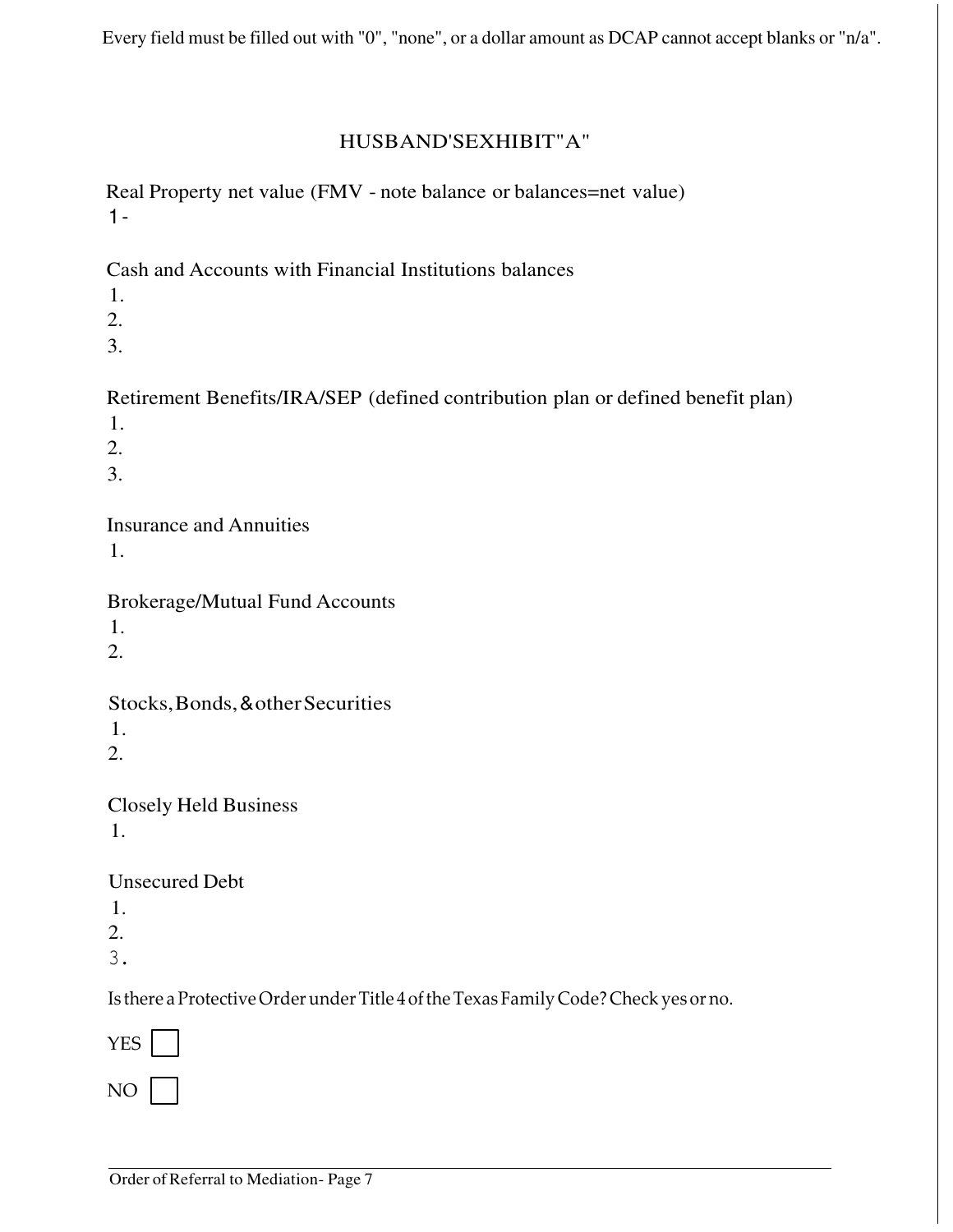Every field must be filled out with "0", "none", or a dollar amount as DCAP cannot accept blanks or "n/a".

## HUSBAND'S EXHIBIT "A"

Real Property net value (FMV - note balance or balances=net value)

1 -

Cash and Accounts with Financial Institutions balances

1.
2.
3.

Retirement Benefits/IRA/SEP (defined contribution plan or defined benefit plan)

1.
2.
3.

Insurance and Annuities

1.

Brokerage/Mutual Fund Accounts

1.
2.

Stocks, Bonds, & other Securities

1.
2.

Closely Held Business

1.

Unsecured Debt

1.
2.
3.

Is there a Protective Order under Title 4 of the Texas Family Code? Check yes or no.

YES ☐

NO ☐

Order of Referral to Mediation- Page 7